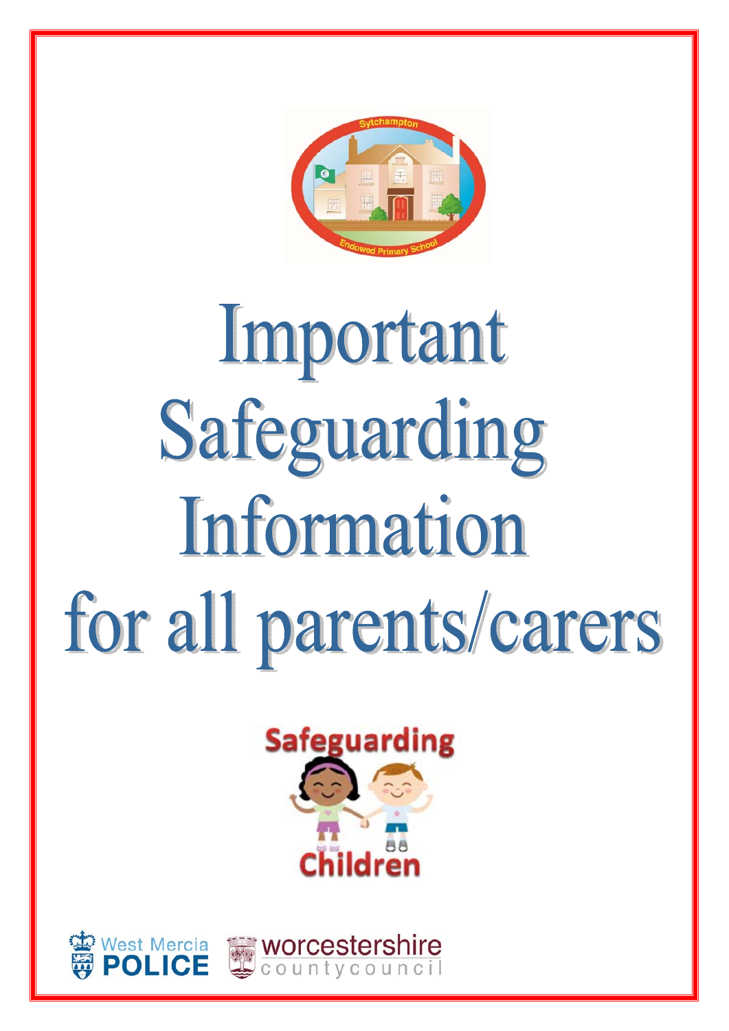Sytchampton Endowed Primary School

# Important Safeguarding Information for all parents/carers

Safeguarding Children

West Mercia POLICE

worcestershire countycouncil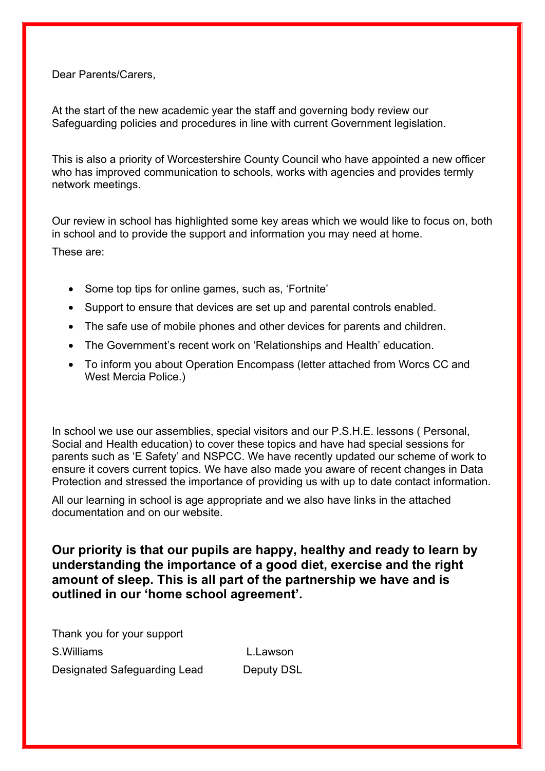Dear Parents/Carers,

At the start of the new academic year the staff and governing body review our Safeguarding policies and procedures in line with current Government legislation.

This is also a priority of Worcestershire County Council who have appointed a new officer who has improved communication to schools, works with agencies and provides termly network meetings.

Our review in school has highlighted some key areas which we would like to focus on, both in school and to provide the support and information you may need at home.

These are:

- Some top tips for online games, such as, 'Fortnite'
- Support to ensure that devices are set up and parental controls enabled.
- The safe use of mobile phones and other devices for parents and children.
- The Government's recent work on 'Relationships and Health' education.
- To inform you about Operation Encompass (letter attached from Worcs CC and West Mercia Police.)

In school we use our assemblies, special visitors and our P.S.H.E. lessons ( Personal, Social and Health education) to cover these topics and have had special sessions for parents such as 'E Safety' and NSPCC. We have recently updated our scheme of work to ensure it covers current topics. We have also made you aware of recent changes in Data Protection and stressed the importance of providing us with up to date contact information.

All our learning in school is age appropriate and we also have links in the attached documentation and on our website.

**Our priority is that our pupils are happy, healthy and ready to learn by understanding the importance of a good diet, exercise and the right amount of sleep. This is all part of the partnership we have and is outlined in our 'home school agreement'.**

Thank you for your support

S.Williams — Designated Safeguarding Lead

L.Lawson — Deputy DSL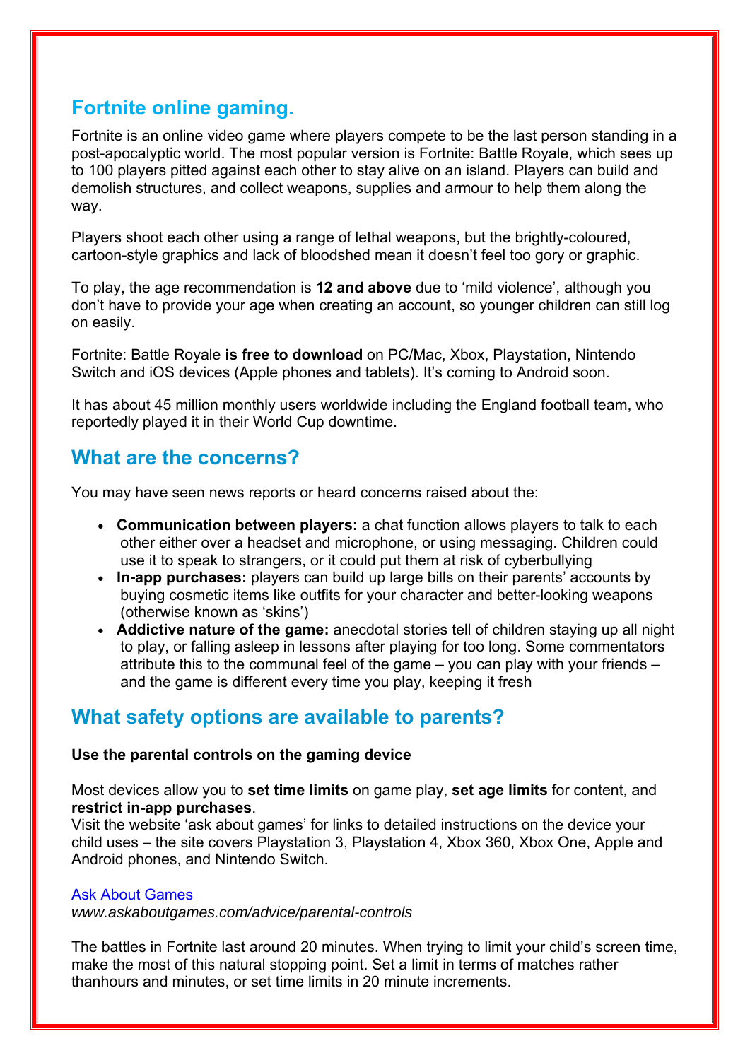## Fortnite online gaming.

Fortnite is an online video game where players compete to be the last person standing in a post-apocalyptic world. The most popular version is Fortnite: Battle Royale, which sees up to 100 players pitted against each other to stay alive on an island. Players can build and demolish structures, and collect weapons, supplies and armour to help them along the way.

Players shoot each other using a range of lethal weapons, but the brightly-coloured, cartoon-style graphics and lack of bloodshed mean it doesn't feel too gory or graphic.

To play, the age recommendation is **12 and above** due to 'mild violence', although you don't have to provide your age when creating an account, so younger children can still log on easily.

Fortnite: Battle Royale **is free to download** on PC/Mac, Xbox, Playstation, Nintendo Switch and iOS devices (Apple phones and tablets). It's coming to Android soon.

It has about 45 million monthly users worldwide including the England football team, who reportedly played it in their World Cup downtime.

## What are the concerns?

You may have seen news reports or heard concerns raised about the:

- **Communication between players:** a chat function allows players to talk to each other either over a headset and microphone, or using messaging. Children could use it to speak to strangers, or it could put them at risk of cyberbullying
- **In-app purchases:** players can build up large bills on their parents' accounts by buying cosmetic items like outfits for your character and better-looking weapons (otherwise known as 'skins')
- **Addictive nature of the game:** anecdotal stories tell of children staying up all night to play, or falling asleep in lessons after playing for too long. Some commentators attribute this to the communal feel of the game – you can play with your friends – and the game is different every time you play, keeping it fresh

## What safety options are available to parents?

**Use the parental controls on the gaming device**

Most devices allow you to **set time limits** on game play, **set age limits** for content, and **restrict in-app purchases**.
Visit the website 'ask about games' for links to detailed instructions on the device your child uses – the site covers Playstation 3, Playstation 4, Xbox 360, Xbox One, Apple and Android phones, and Nintendo Switch.

Ask About Games
*www.askaboutgames.com/advice/parental-controls*

The battles in Fortnite last around 20 minutes. When trying to limit your child's screen time, make the most of this natural stopping point. Set a limit in terms of matches rather thanhours and minutes, or set time limits in 20 minute increments.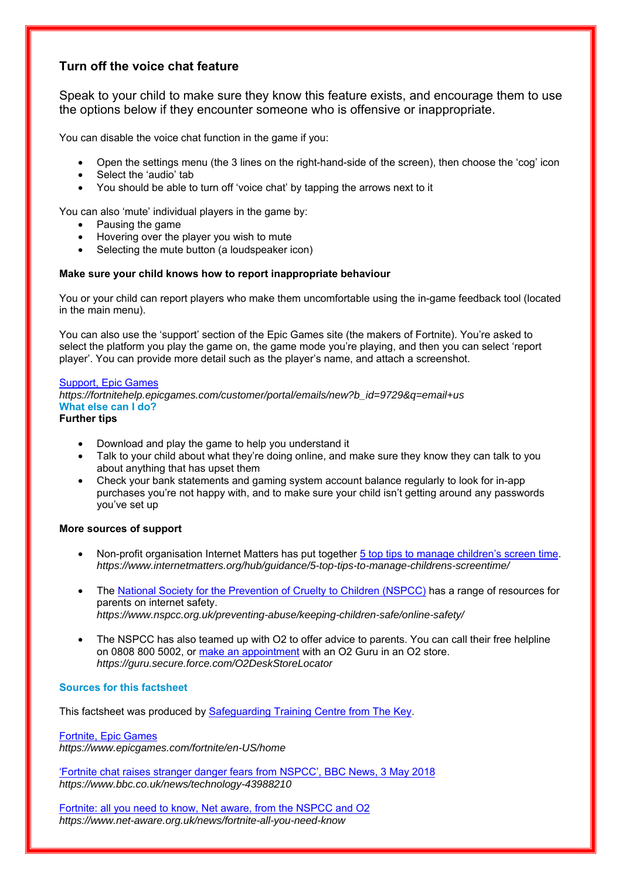## Turn off the voice chat feature

Speak to your child to make sure they know this feature exists, and encourage them to use the options below if they encounter someone who is offensive or inappropriate.

You can disable the voice chat function in the game if you:

- Open the settings menu (the 3 lines on the right-hand-side of the screen), then choose the 'cog' icon
- Select the 'audio' tab
- You should be able to turn off 'voice chat' by tapping the arrows next to it

You can also 'mute' individual players in the game by:

- Pausing the game
- Hovering over the player you wish to mute
- Selecting the mute button (a loudspeaker icon)

**Make sure your child knows how to report inappropriate behaviour**

You or your child can report players who make them uncomfortable using the in-game feedback tool (located in the main menu).

You can also use the 'support' section of the Epic Games site (the makers of Fortnite). You're asked to select the platform you play the game on, the game mode you're playing, and then you can select 'report player'. You can provide more detail such as the player's name, and attach a screenshot.

Support, Epic Games
*https://fortnitehelp.epicgames.com/customer/portal/emails/new?b_id=9729&q=email+us*

### What else can I do?

**Further tips**

- Download and play the game to help you understand it
- Talk to your child about what they're doing online, and make sure they know they can talk to you about anything that has upset them
- Check your bank statements and gaming system account balance regularly to look for in-app purchases you're not happy with, and to make sure your child isn't getting around any passwords you've set up

**More sources of support**

- Non-profit organisation Internet Matters has put together 5 top tips to manage children's screen time.
  *https://www.internetmatters.org/hub/guidance/5-top-tips-to-manage-childrens-screentime/*

- The National Society for the Prevention of Cruelty to Children (NSPCC) has a range of resources for parents on internet safety.
  *https://www.nspcc.org.uk/preventing-abuse/keeping-children-safe/online-safety/*

- The NSPCC has also teamed up with O2 to offer advice to parents. You can call their free helpline on 0808 800 5002, or make an appointment with an O2 Guru in an O2 store.
  *https://guru.secure.force.com/O2DeskStoreLocator*

### Sources for this factsheet

This factsheet was produced by Safeguarding Training Centre from The Key.

Fortnite, Epic Games
*https://www.epicgames.com/fortnite/en-US/home*

'Fortnite chat raises stranger danger fears from NSPCC', BBC News, 3 May 2018
*https://www.bbc.co.uk/news/technology-43988210*

Fortnite: all you need to know, Net aware, from the NSPCC and O2
*https://www.net-aware.org.uk/news/fortnite-all-you-need-know*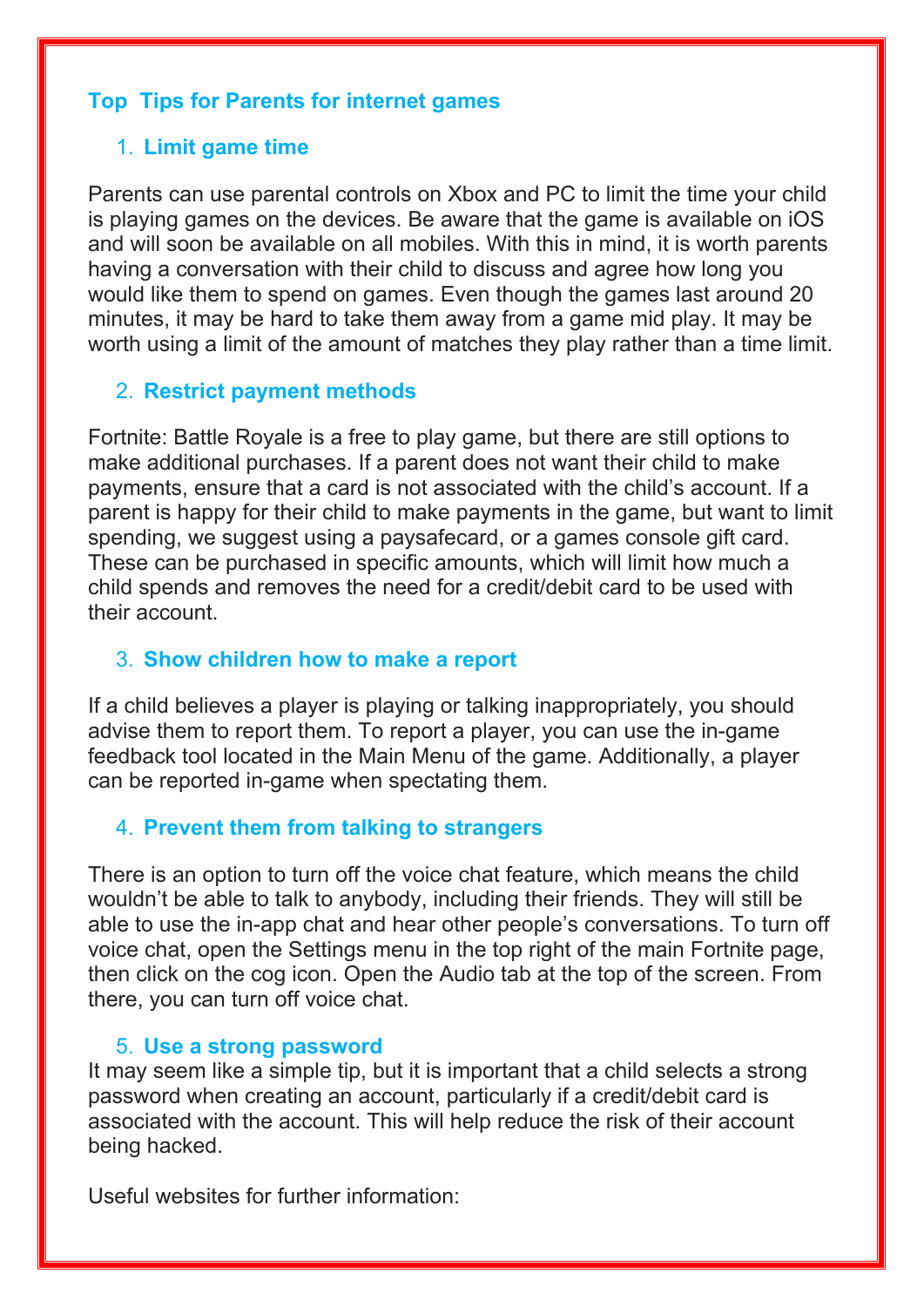## Top Tips for Parents for internet games

### 1. Limit game time

Parents can use parental controls on Xbox and PC to limit the time your child is playing games on the devices. Be aware that the game is available on iOS and will soon be available on all mobiles. With this in mind, it is worth parents having a conversation with their child to discuss and agree how long you would like them to spend on games. Even though the games last around 20 minutes, it may be hard to take them away from a game mid play. It may be worth using a limit of the amount of matches they play rather than a time limit.

### 2. Restrict payment methods

Fortnite: Battle Royale is a free to play game, but there are still options to make additional purchases. If a parent does not want their child to make payments, ensure that a card is not associated with the child's account. If a parent is happy for their child to make payments in the game, but want to limit spending, we suggest using a paysafecard, or a games console gift card. These can be purchased in specific amounts, which will limit how much a child spends and removes the need for a credit/debit card to be used with their account.

### 3. Show children how to make a report

If a child believes a player is playing or talking inappropriately, you should advise them to report them. To report a player, you can use the in-game feedback tool located in the Main Menu of the game. Additionally, a player can be reported in-game when spectating them.

### 4. Prevent them from talking to strangers

There is an option to turn off the voice chat feature, which means the child wouldn't be able to talk to anybody, including their friends. They will still be able to use the in-app chat and hear other people's conversations. To turn off voice chat, open the Settings menu in the top right of the main Fortnite page, then click on the cog icon. Open the Audio tab at the top of the screen. From there, you can turn off voice chat.

### 5. Use a strong password

It may seem like a simple tip, but it is important that a child selects a strong password when creating an account, particularly if a credit/debit card is associated with the account. This will help reduce the risk of their account being hacked.

Useful websites for further information: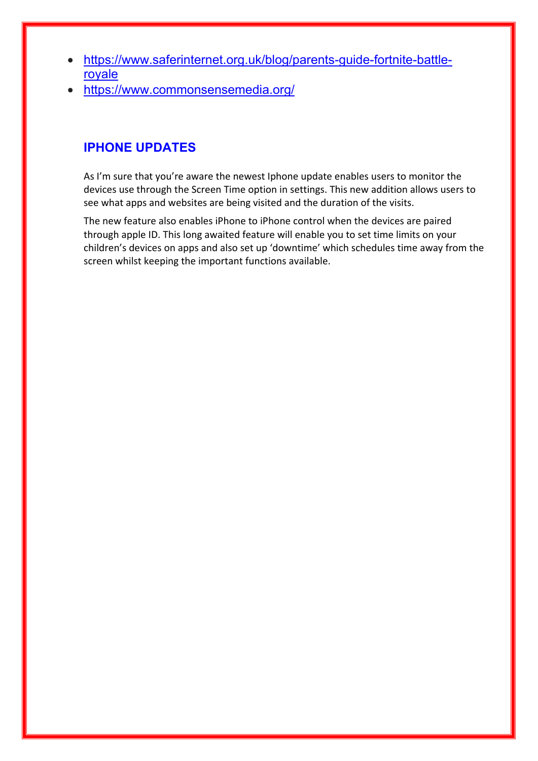- https://www.saferinternet.org.uk/blog/parents-guide-fortnite-battle-royale
- https://www.commonsensemedia.org/

## IPHONE UPDATES

As I'm sure that you're aware the newest Iphone update enables users to monitor the devices use through the Screen Time option in settings. This new addition allows users to see what apps and websites are being visited and the duration of the visits.

The new feature also enables iPhone to iPhone control when the devices are paired through apple ID. This long awaited feature will enable you to set time limits on your children's devices on apps and also set up 'downtime' which schedules time away from the screen whilst keeping the important functions available.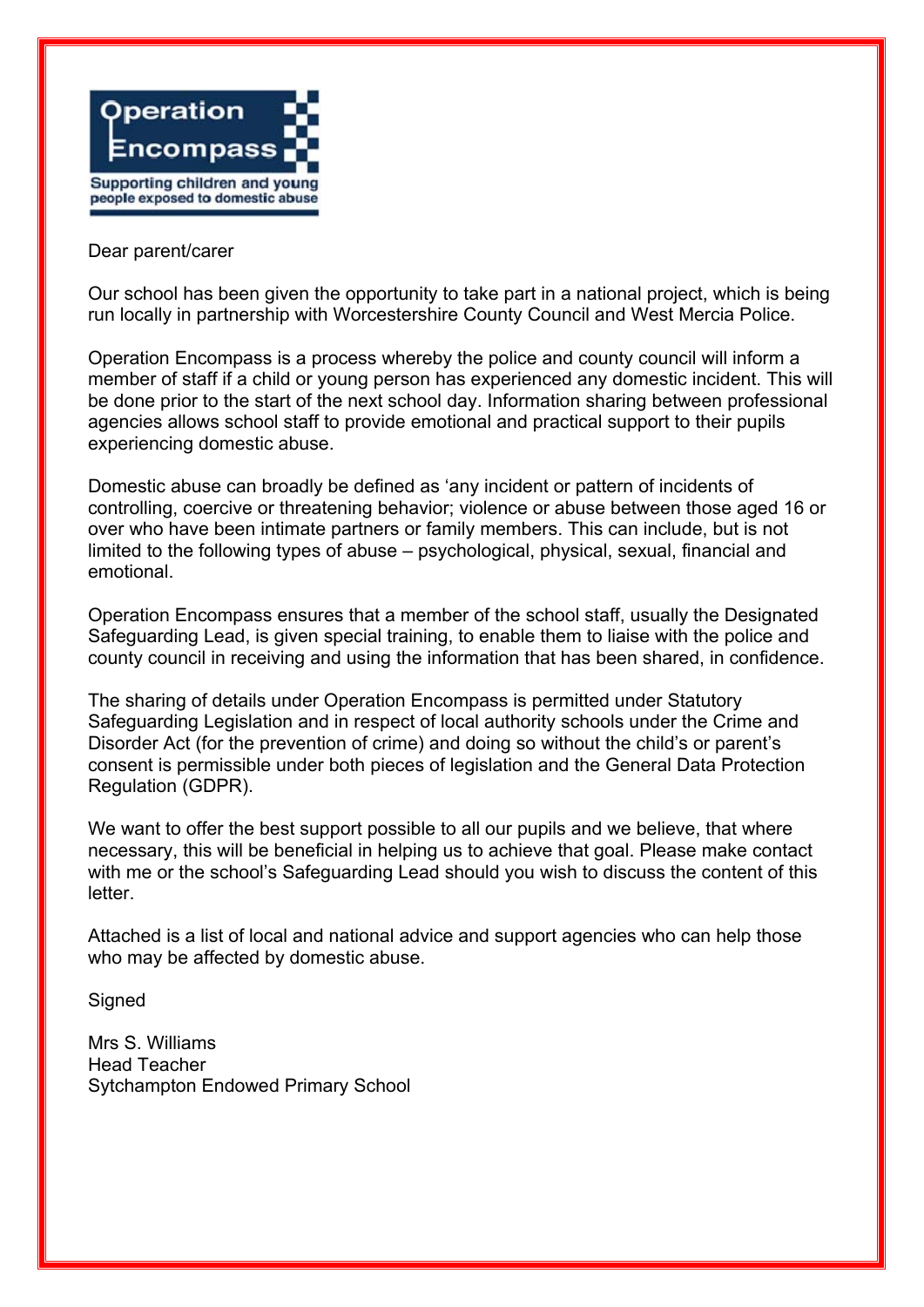Operation Encompass

Supporting children and young people exposed to domestic abuse

Dear parent/carer

Our school has been given the opportunity to take part in a national project, which is being run locally in partnership with Worcestershire County Council and West Mercia Police.

Operation Encompass is a process whereby the police and county council will inform a member of staff if a child or young person has experienced any domestic incident. This will be done prior to the start of the next school day. Information sharing between professional agencies allows school staff to provide emotional and practical support to their pupils experiencing domestic abuse.

Domestic abuse can broadly be defined as 'any incident or pattern of incidents of controlling, coercive or threatening behavior; violence or abuse between those aged 16 or over who have been intimate partners or family members. This can include, but is not limited to the following types of abuse – psychological, physical, sexual, financial and emotional.

Operation Encompass ensures that a member of the school staff, usually the Designated Safeguarding Lead, is given special training, to enable them to liaise with the police and county council in receiving and using the information that has been shared, in confidence.

The sharing of details under Operation Encompass is permitted under Statutory Safeguarding Legislation and in respect of local authority schools under the Crime and Disorder Act (for the prevention of crime) and doing so without the child's or parent's consent is permissible under both pieces of legislation and the General Data Protection Regulation (GDPR).

We want to offer the best support possible to all our pupils and we believe, that where necessary, this will be beneficial in helping us to achieve that goal. Please make contact with me or the school's Safeguarding Lead should you wish to discuss the content of this letter.

Attached is a list of local and national advice and support agencies who can help those who may be affected by domestic abuse.

Signed

Mrs S. Williams
Head Teacher
Sytchampton Endowed Primary School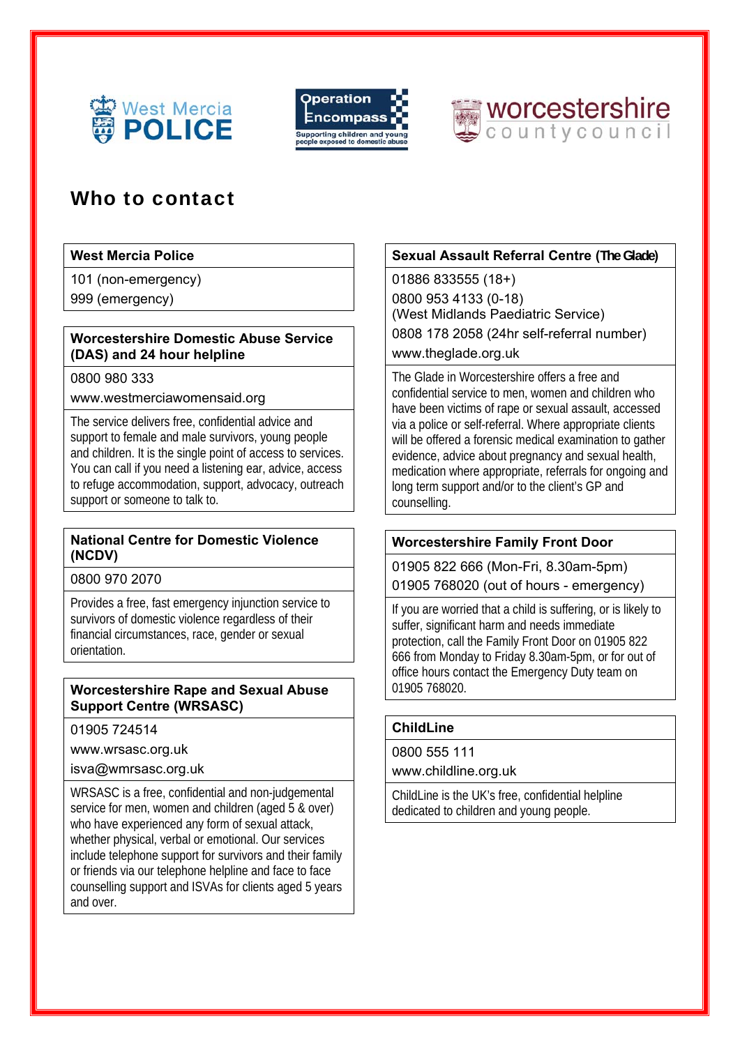# Who to contact

## West Mercia Police

101 (non-emergency)

999 (emergency)

## Worcestershire Domestic Abuse Service (DAS) and 24 hour helpline

0800 980 333

www.westmerciawomensaid.org

The service delivers free, confidential advice and support to female and male survivors, young people and children. It is the single point of access to services. You can call if you need a listening ear, advice, access to refuge accommodation, support, advocacy, outreach support or someone to talk to.

## National Centre for Domestic Violence (NCDV)

0800 970 2070

Provides a free, fast emergency injunction service to survivors of domestic violence regardless of their financial circumstances, race, gender or sexual orientation.

## Worcestershire Rape and Sexual Abuse Support Centre (WRSASC)

01905 724514

www.wrsasc.org.uk

isva@wmrsasc.org.uk

WRSASC is a free, confidential and non-judgemental service for men, women and children (aged 5 & over) who have experienced any form of sexual attack, whether physical, verbal or emotional. Our services include telephone support for survivors and their family or friends via our telephone helpline and face to face counselling support and ISVAs for clients aged 5 years and over.

## Sexual Assault Referral Centre (The Glade)

01886 833555 (18+)

0800 953 4133 (0-18)
(West Midlands Paediatric Service)

0808 178 2058 (24hr self-referral number)

www.theglade.org.uk

The Glade in Worcestershire offers a free and confidential service to men, women and children who have been victims of rape or sexual assault, accessed via a police or self-referral. Where appropriate clients will be offered a forensic medical examination to gather evidence, advice about pregnancy and sexual health, medication where appropriate, referrals for ongoing and long term support and/or to the client's GP and counselling.

## Worcestershire Family Front Door

01905 822 666 (Mon-Fri, 8.30am-5pm)

01905 768020 (out of hours - emergency)

If you are worried that a child is suffering, or is likely to suffer, significant harm and needs immediate protection, call the Family Front Door on 01905 822 666 from Monday to Friday 8.30am-5pm, or for out of office hours contact the Emergency Duty team on 01905 768020.

## ChildLine

0800 555 111

www.childline.org.uk

ChildLine is the UK's free, confidential helpline dedicated to children and young people.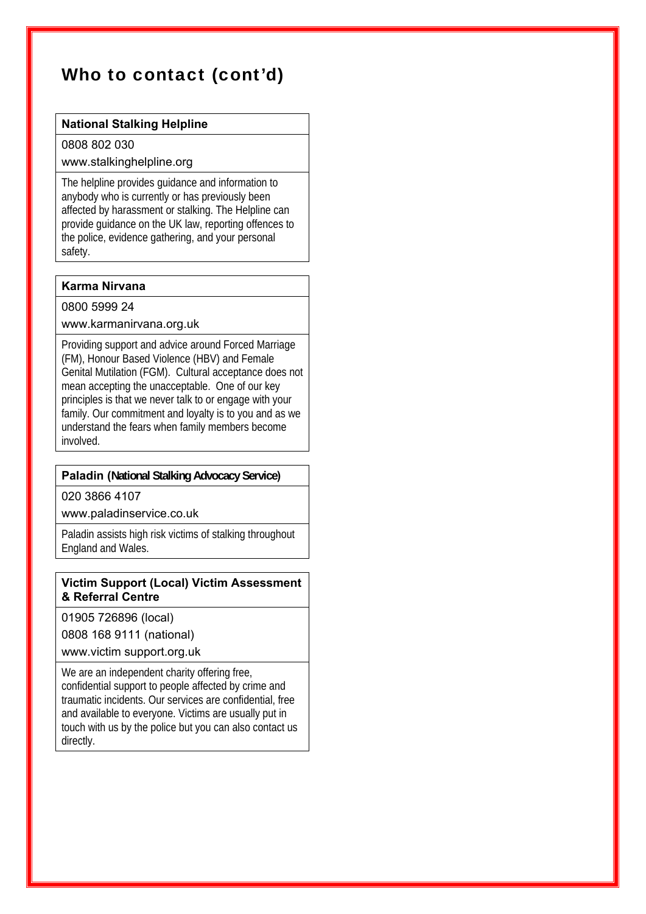## Who to contact (cont'd)

### National Stalking Helpline

0808 802 030

www.stalkinghelpline.org

The helpline provides guidance and information to anybody who is currently or has previously been affected by harassment or stalking. The Helpline can provide guidance on the UK law, reporting offences to the police, evidence gathering, and your personal safety.

### Karma Nirvana

0800 5999 24

www.karmanirvana.org.uk

Providing support and advice around Forced Marriage (FM), Honour Based Violence (HBV) and Female Genital Mutilation (FGM). Cultural acceptance does not mean accepting the unacceptable. One of our key principles is that we never talk to or engage with your family. Our commitment and loyalty is to you and as we understand the fears when family members become involved.

### Paladin (National Stalking Advocacy Service)

020 3866 4107

www.paladinservice.co.uk

Paladin assists high risk victims of stalking throughout England and Wales.

### Victim Support (Local) Victim Assessment & Referral Centre

01905 726896 (local)

0808 168 9111 (national)

www.victim support.org.uk

We are an independent charity offering free, confidential support to people affected by crime and traumatic incidents. Our services are confidential, free and available to everyone. Victims are usually put in touch with us by the police but you can also contact us directly.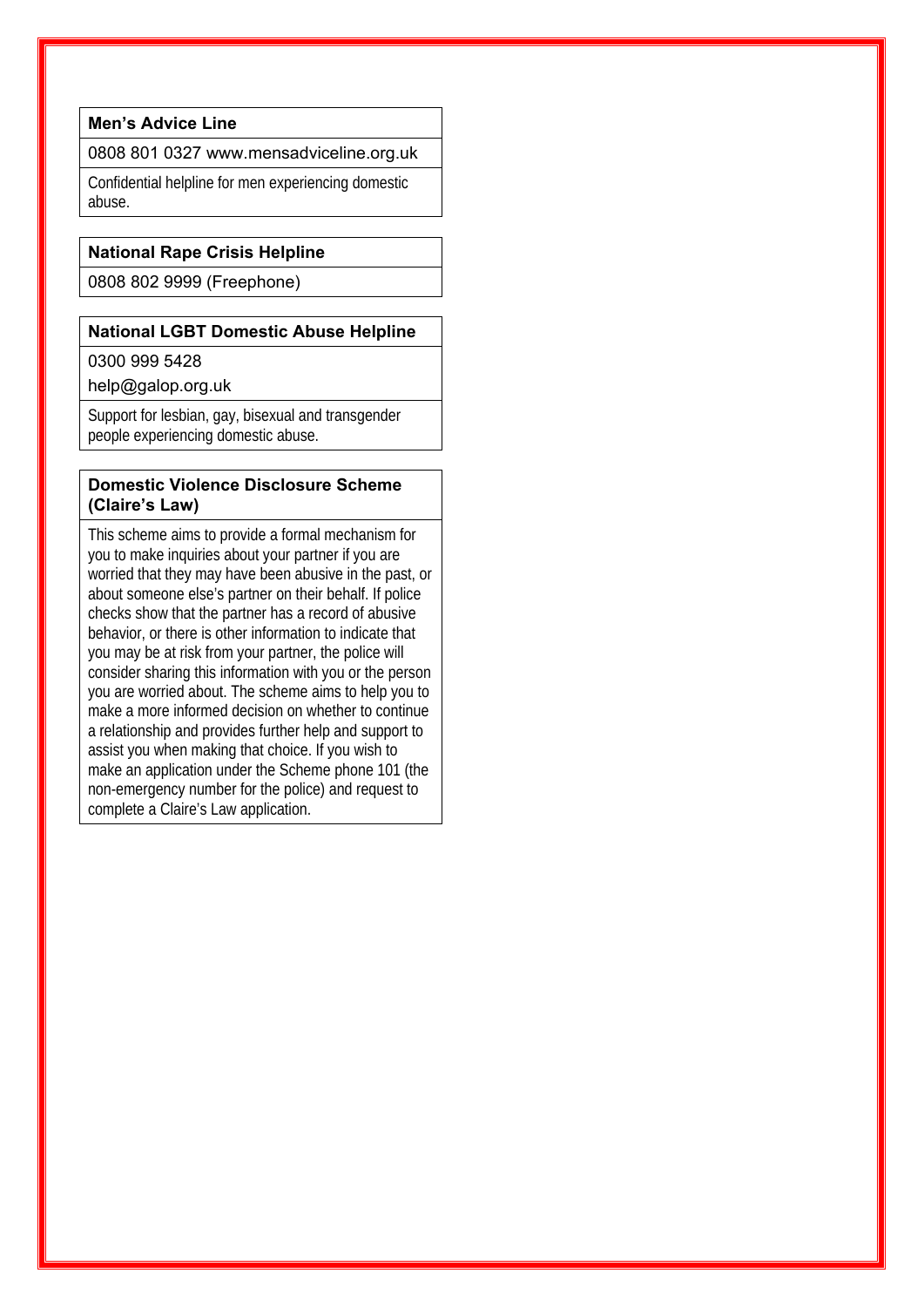**Men's Advice Line**

0808 801 0327 www.mensadviceline.org.uk

Confidential helpline for men experiencing domestic abuse.

**National Rape Crisis Helpline**

0808 802 9999 (Freephone)

**National LGBT Domestic Abuse Helpline**

0300 999 5428

help@galop.org.uk

Support for lesbian, gay, bisexual and transgender people experiencing domestic abuse.

**Domestic Violence Disclosure Scheme (Claire's Law)**

This scheme aims to provide a formal mechanism for you to make inquiries about your partner if you are worried that they may have been abusive in the past, or about someone else's partner on their behalf. If police checks show that the partner has a record of abusive behavior, or there is other information to indicate that you may be at risk from your partner, the police will consider sharing this information with you or the person you are worried about. The scheme aims to help you to make a more informed decision on whether to continue a relationship and provides further help and support to assist you when making that choice. If you wish to make an application under the Scheme phone 101 (the non-emergency number for the police) and request to complete a Claire's Law application.